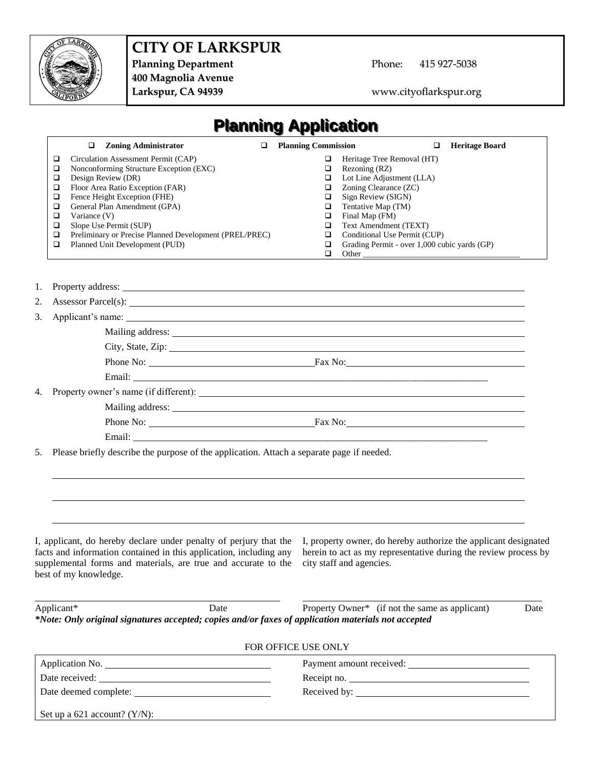# CITY OF LARKSPUR

**Planning Department**
**400 Magnolia Avenue**
**Larkspur, CA 94939**

Phone: 415 927-5038
www.cityoflarkspur.org

# Planning Application

- ❑ **Zoning Administrator**
- ❑ **Planning Commission**
- ❑ **Heritage Board**

- ❑ Circulation Assessment Permit (CAP)
- ❑ Nonconforming Structure Exception (EXC)
- ❑ Design Review (DR)
- ❑ Floor Area Ratio Exception (FAR)
- ❑ Fence Height Exception (FHE)
- ❑ General Plan Amendment (GPA)
- ❑ Variance (V)
- ❑ Slope Use Permit (SUP)
- ❑ Preliminary or Precise Planned Development (PREL/PREC)
- ❑ Planned Unit Development (PUD)
- ❑ Heritage Tree Removal (HT)
- ❑ Rezoning (RZ)
- ❑ Lot Line Adjustment (LLA)
- ❑ Zoning Clearance (ZC)
- ❑ Sign Review (SIGN)
- ❑ Tentative Map (TM)
- ❑ Final Map (FM)
- ❑ Text Amendment (TEXT)
- ❑ Conditional Use Permit (CUP)
- ❑ Grading Permit - over 1,000 cubic yards (GP)
- ❑ Other ____________________________________

1. Property address: ____________________________________
2. Assessor Parcel(s): ____________________________________
3. Applicant's name: ____________________________________
   Mailing address: ____________________________________
   City, State, Zip: ____________________________________
   Phone No: ____________________ Fax No: ____________________
   Email: ____________________________________
4. Property owner's name (if different): ____________________________________
   Mailing address: ____________________________________
   Phone No: ____________________ Fax No: ____________________
   Email: ____________________________________
5. Please briefly describe the purpose of the application. Attach a separate page if needed.

____________________________________

____________________________________

____________________________________

I, applicant, do hereby declare under penalty of perjury that the facts and information contained in this application, including any supplemental forms and materials, are true and accurate to the best of my knowledge.

I, property owner, do hereby authorize the applicant designated herein to act as my representative during the review process by city staff and agencies.

____________________________________ ____________________________________

Applicant* Date Property Owner* (if not the same as applicant) Date

***Note: Only original signatures accepted; copies and/or faxes of application materials not accepted**

FOR OFFICE USE ONLY

| | |
|---|---|
| Application No. ____________________ | Payment amount received: ____________________ |
| Date received: ____________________ | Receipt no. ____________________ |
| Date deemed complete: ____________________ | Received by: ____________________ |
| Set up a 621 account? (Y/N): | |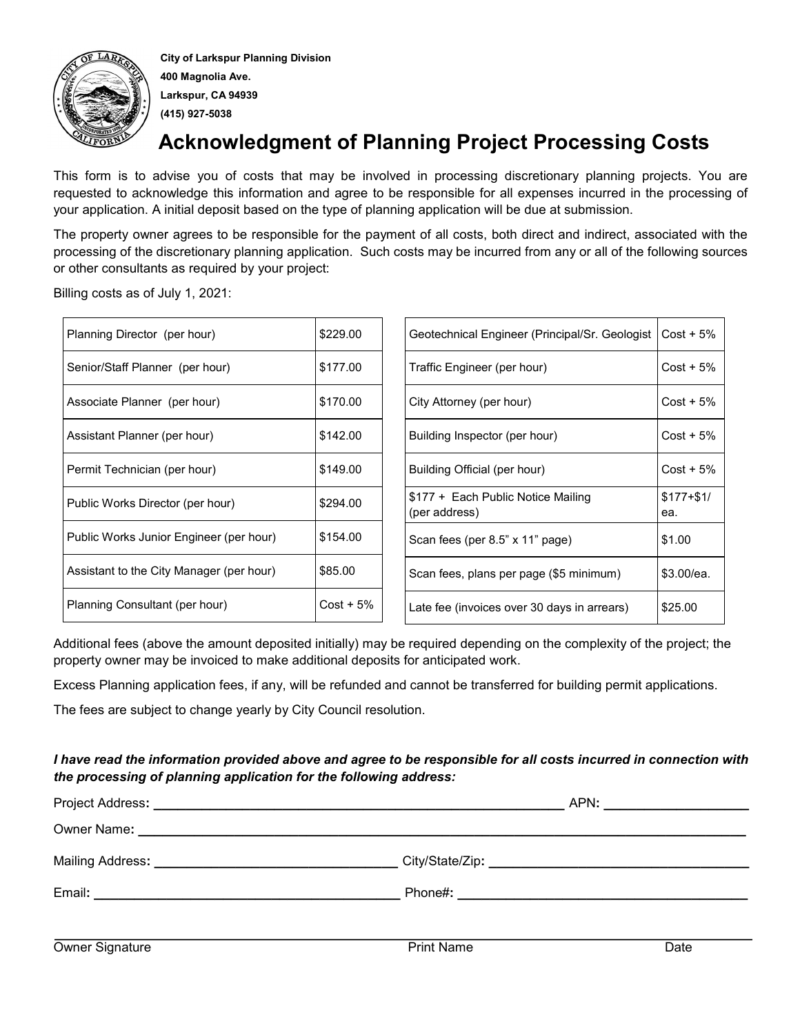City of Larkspur Planning Division
400 Magnolia Ave.
Larkspur, CA 94939
(415) 927-5038

# Acknowledgment of Planning Project Processing Costs

This form is to advise you of costs that may be involved in processing discretionary planning projects. You are requested to acknowledge this information and agree to be responsible for all expenses incurred in the processing of your application. A initial deposit based on the type of planning application will be due at submission.

The property owner agrees to be responsible for the payment of all costs, both direct and indirect, associated with the processing of the discretionary planning application. Such costs may be incurred from any or all of the following sources or other consultants as required by your project:

Billing costs as of July 1, 2021:

| | |
|---|---|
| Planning Director (per hour) | $229.00 |
| Senior/Staff Planner (per hour) | $177.00 |
| Associate Planner (per hour) | $170.00 |
| Assistant Planner (per hour) | $142.00 |
| Permit Technician (per hour) | $149.00 |
| Public Works Director (per hour) | $294.00 |
| Public Works Junior Engineer (per hour) | $154.00 |
| Assistant to the City Manager (per hour) | $85.00 |
| Planning Consultant (per hour) | Cost + 5% |

| | |
|---|---|
| Geotechnical Engineer (Principal/Sr. Geologist | Cost + 5% |
| Traffic Engineer (per hour) | Cost + 5% |
| City Attorney (per hour) | Cost + 5% |
| Building Inspector (per hour) | Cost + 5% |
| Building Official (per hour) | Cost + 5% |
| $177 + Each Public Notice Mailing (per address) | $177+$1/ ea. |
| Scan fees (per 8.5" x 11" page) | $1.00 |
| Scan fees, plans per page ($5 minimum) | $3.00/ea. |
| Late fee (invoices over 30 days in arrears) | $25.00 |

Additional fees (above the amount deposited initially) may be required depending on the complexity of the project; the property owner may be invoiced to make additional deposits for anticipated work.

Excess Planning application fees, if any, will be refunded and cannot be transferred for building permit applications.

The fees are subject to change yearly by City Council resolution.

***I have read the information provided above and agree to be responsible for all costs incurred in connection with the processing of planning application for the following address:***

Project Address: ______________________________ APN: ____________________

Owner Name: ______________________________________________________________

Mailing Address: ______________________________ City/State/Zip: ______________________________

Email: ______________________________ Phone#: ______________________________

______________________________________________________________

Owner Signature                                   Print Name                                   Date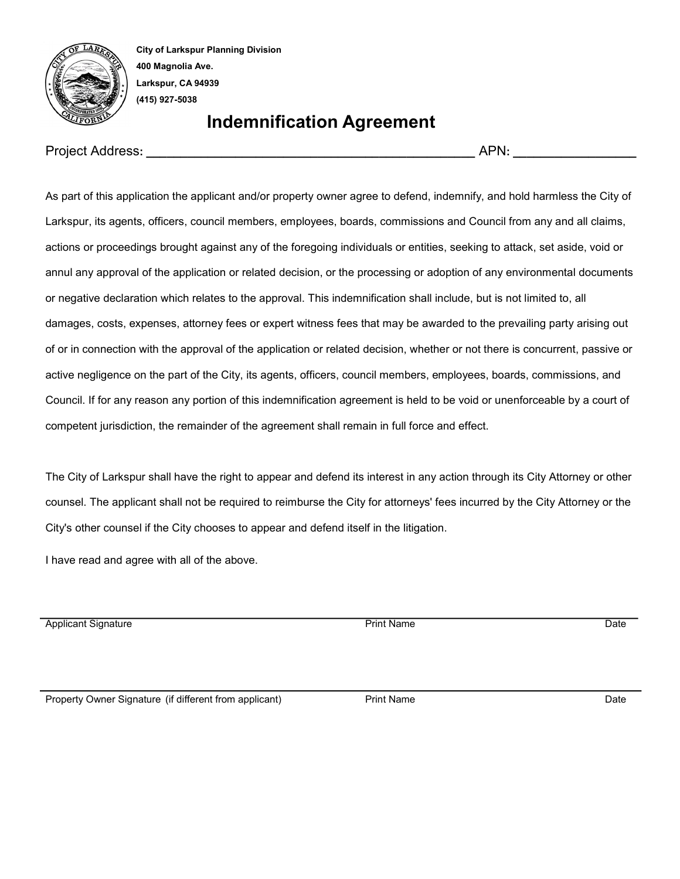**City of Larkspur Planning Division**
**400 Magnolia Ave.**
**Larkspur, CA 94939**
**(415) 927-5038**

# Indemnification Agreement

Project Address: _______________________________________________ APN: ________________

As part of this application the applicant and/or property owner agree to defend, indemnify, and hold harmless the City of Larkspur, its agents, officers, council members, employees, boards, commissions and Council from any and all claims, actions or proceedings brought against any of the foregoing individuals or entities, seeking to attack, set aside, void or annul any approval of the application or related decision, or the processing or adoption of any environmental documents or negative declaration which relates to the approval. This indemnification shall include, but is not limited to, all damages, costs, expenses, attorney fees or expert witness fees that may be awarded to the prevailing party arising out of or in connection with the approval of the application or related decision, whether or not there is concurrent, passive or active negligence on the part of the City, its agents, officers, council members, employees, boards, commissions, and Council. If for any reason any portion of this indemnification agreement is held to be void or unenforceable by a court of competent jurisdiction, the remainder of the agreement shall remain in full force and effect.

The City of Larkspur shall have the right to appear and defend its interest in any action through its City Attorney or other counsel. The applicant shall not be required to reimburse the City for attorneys' fees incurred by the City Attorney or the City's other counsel if the City chooses to appear and defend itself in the litigation.

I have read and agree with all of the above.

_______________________________________________________________________________

Applicant Signature Print Name Date

_______________________________________________________________________________

Property Owner Signature (if different from applicant) Print Name Date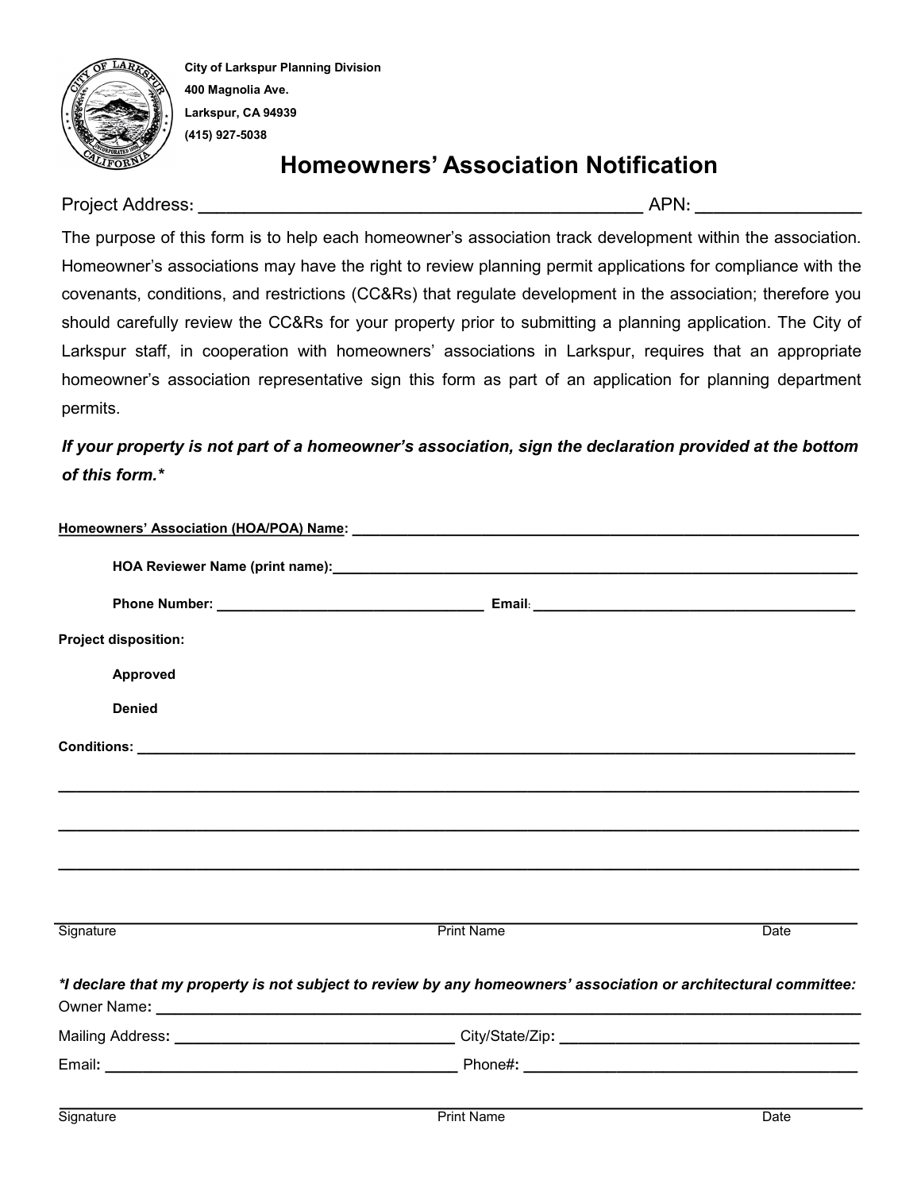City of Larkspur Planning Division
400 Magnolia Ave.
Larkspur, CA 94939
(415) 927-5038

# Homeowners' Association Notification

Project Address: _______________________________________________ APN: ________________

The purpose of this form is to help each homeowner's association track development within the association. Homeowner's associations may have the right to review planning permit applications for compliance with the covenants, conditions, and restrictions (CC&Rs) that regulate development in the association; therefore you should carefully review the CC&Rs for your property prior to submitting a planning application. The City of Larkspur staff, in cooperation with homeowners' associations in Larkspur, requires that an appropriate homeowner's association representative sign this form as part of an application for planning department permits.

***If your property is not part of a homeowner's association, sign the declaration provided at the bottom of this form.****

**Homeowners' Association (HOA/POA) Name:** ____________________________________________________________

**HOA Reviewer Name (print name):** ____________________________________________________________

**Phone Number:** _________________________________ **Email:** ________________________________________

**Project disposition:**

**Approved**

**Denied**

**Conditions:** ____________________________________________________________________________________

______________________________________________________________________________________________

______________________________________________________________________________________________

______________________________________________________________________________________________

______________________________________________________________________________________________
Signature Print Name Date

***I declare that my property is not subject to review by any homeowners' association or architectural committee:***

Owner Name: ______________________________________________________________________________________

Mailing Address: _________________________________ City/State/Zip: ___________________________________

Email: _________________________________________ Phone#: _______________________________________

______________________________________________________________________________________________
Signature Print Name Date